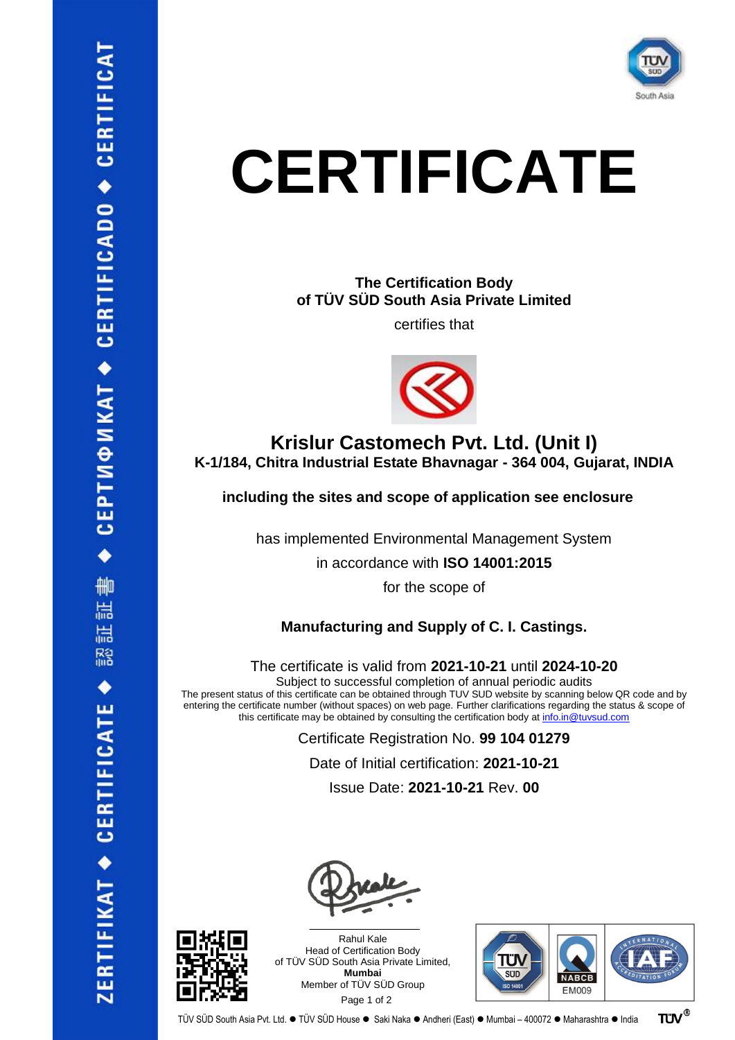# CERTIFICATE

**The Certification Body**
**of TÜV SÜD South Asia Private Limited**

certifies that

## Krislur Castomech Pvt. Ltd. (Unit I)

**K-1/184, Chitra Industrial Estate Bhavnagar - 364 004, Gujarat, INDIA**

**including the sites and scope of application see enclosure**

has implemented Environmental Management System

in accordance with **ISO 14001:2015**

for the scope of

**Manufacturing and Supply of C. I. Castings.**

The certificate is valid from **2021-10-21** until **2024-10-20**

Subject to successful completion of annual periodic audits

The present status of this certificate can be obtained through TUV SUD website by scanning below QR code and by entering the certificate number (without spaces) on web page. Further clarifications regarding the status & scope of this certificate may be obtained by consulting the certification body at info.in@tuvsud.com

Certificate Registration No. **99 104 01279**

Date of Initial certification: **2021-10-21**

Issue Date: **2021-10-21** Rev. **00**

Rahul Kale
Head of Certification Body
of TÜV SÜD South Asia Private Limited,
**Mumbai**
Member of TÜV SÜD Group

TÜV SÜD South Asia Pvt. Ltd. ● TÜV SÜD House ● Saki Naka ● Andheri (East) ● Mumbai – 400072 ● Maharashtra ● India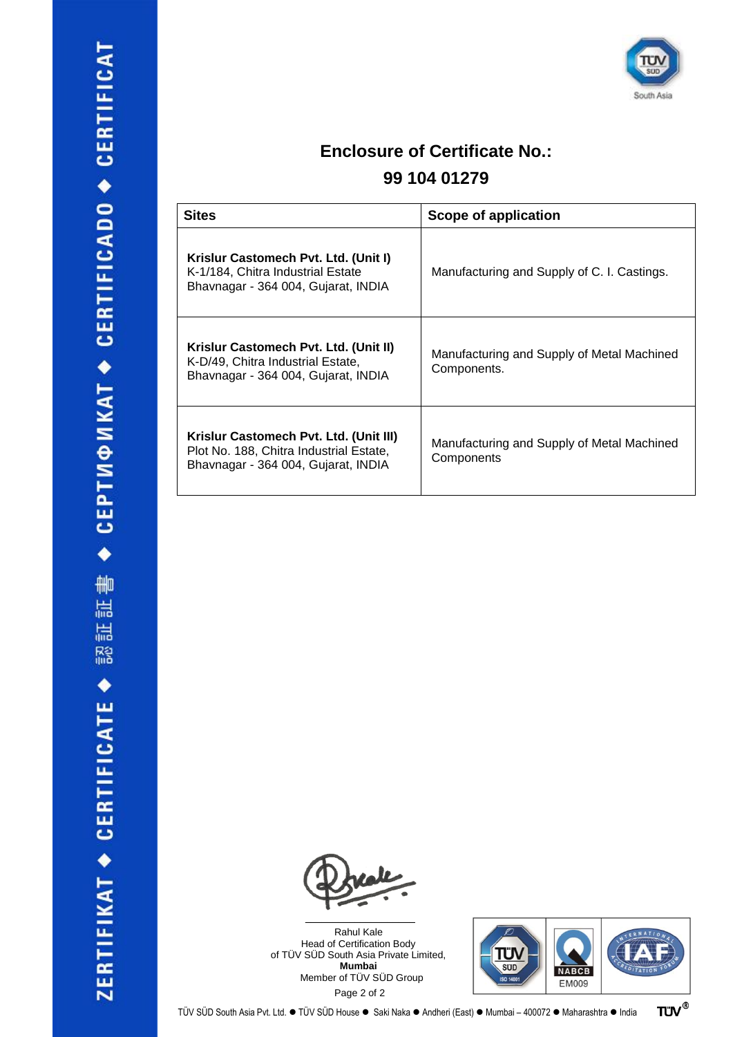# Enclosure of Certificate No.: 99 104 01279

| Sites | Scope of application |
|---|---|
| **Krislur Castomech Pvt. Ltd. (Unit I)**<br>K-1/184, Chitra Industrial Estate<br>Bhavnagar - 364 004, Gujarat, INDIA | Manufacturing and Supply of C. I. Castings. |
| **Krislur Castomech Pvt. Ltd. (Unit II)**<br>K-D/49, Chitra Industrial Estate,<br>Bhavnagar - 364 004, Gujarat, INDIA | Manufacturing and Supply of Metal Machined Components. |
| **Krislur Castomech Pvt. Ltd. (Unit III)**<br>Plot No. 188, Chitra Industrial Estate,<br>Bhavnagar - 364 004, Gujarat, INDIA | Manufacturing and Supply of Metal Machined Components |

Rahul Kale
Head of Certification Body
of TÜV SÜD South Asia Private Limited,
**Mumbai**
Member of TÜV SÜD Group

TÜV SÜD South Asia Pvt. Ltd. ● TÜV SÜD House ● Saki Naka ● Andheri (East) ● Mumbai – 400072 ● Maharashtra ● India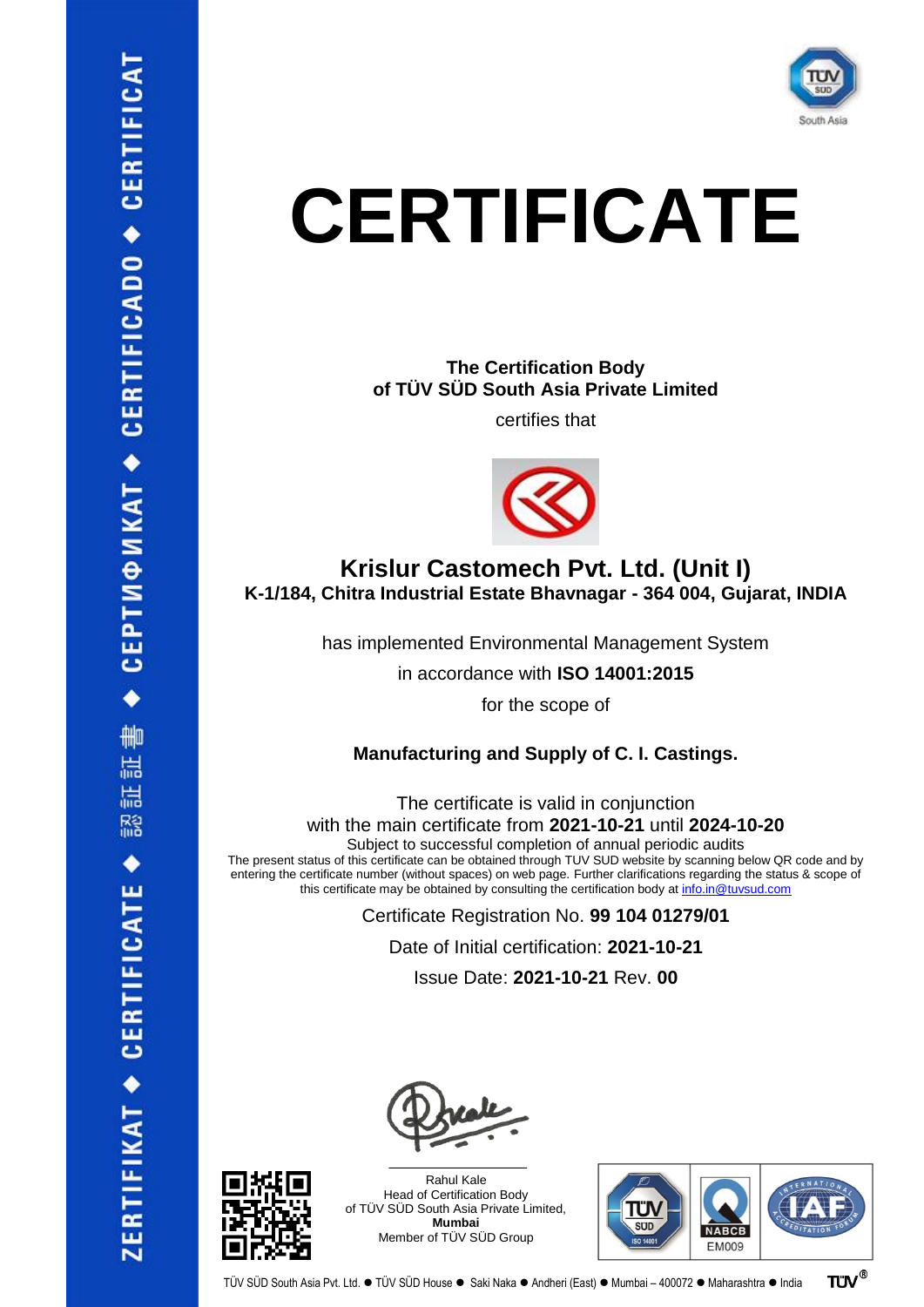ZERTIFIKAT ◆ CERTIFICATE ◆ 認証書 ◆ СЕРТИФИКАТ ◆ CERTIFICADO ◆ CERTIFICAT

TÜV SÜD South Asia

# CERTIFICATE

**The Certification Body**
**of TÜV SÜD South Asia Private Limited**

certifies that

## Krislur Castomech Pvt. Ltd. (Unit I)

**K-1/184, Chitra Industrial Estate Bhavnagar - 364 004, Gujarat, INDIA**

has implemented Environmental Management System

in accordance with **ISO 14001:2015**

for the scope of

**Manufacturing and Supply of C. I. Castings.**

The certificate is valid in conjunction
with the main certificate from **2021-10-21** until **2024-10-20**

Subject to successful completion of annual periodic audits

The present status of this certificate can be obtained through TUV SUD website by scanning below QR code and by entering the certificate number (without spaces) on web page. Further clarifications regarding the status & scope of this certificate may be obtained by consulting the certification body at info.in@tuvsud.com

Certificate Registration No. **99 104 01279/01**

Date of Initial certification: **2021-10-21**

Issue Date: **2021-10-21** Rev. **00**

Rahul Kale
Head of Certification Body
of TÜV SÜD South Asia Private Limited,
**Mumbai**
Member of TÜV SÜD Group

TÜV SÜD ISO 14001 | NABCB EM009 | IAF International Accreditation Forum

TÜV SÜD South Asia Pvt. Ltd. ● TÜV SÜD House ● Saki Naka ● Andheri (East) ● Mumbai – 400072 ● Maharashtra ● India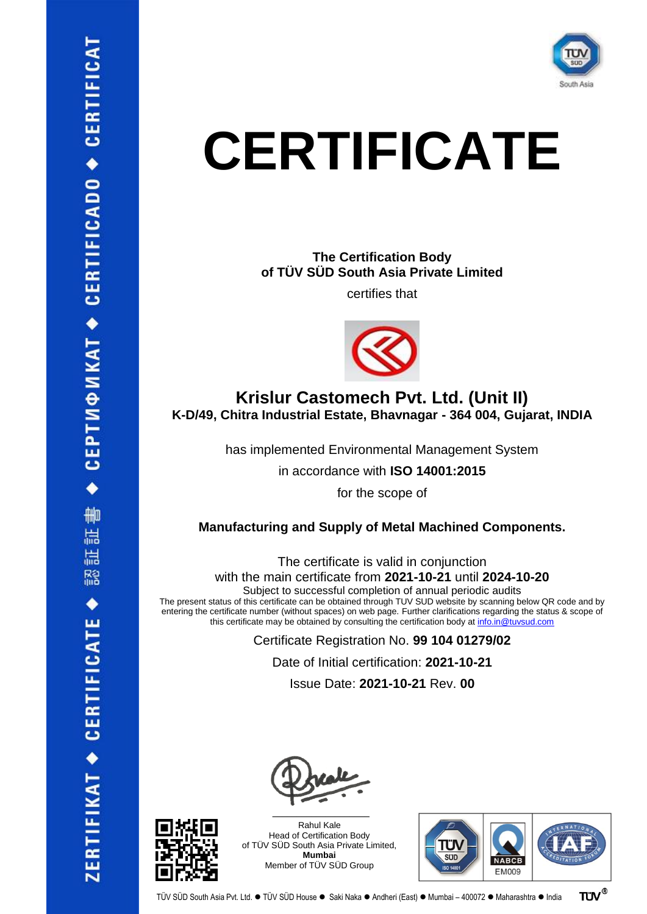ZERTIFIKAT ◆ CERTIFICATE ◆ 認証書 ◆ СЕРТИФИКАТ ◆ CERTIFICADO ◆ CERTIFICAT

# CERTIFICATE

**The Certification Body**
**of TÜV SÜD South Asia Private Limited**

certifies that

## Krislur Castomech Pvt. Ltd. (Unit II)

**K-D/49, Chitra Industrial Estate, Bhavnagar - 364 004, Gujarat, INDIA**

has implemented Environmental Management System

in accordance with **ISO 14001:2015**

for the scope of

**Manufacturing and Supply of Metal Machined Components.**

The certificate is valid in conjunction
with the main certificate from **2021-10-21** until **2024-10-20**
Subject to successful completion of annual periodic audits
The present status of this certificate can be obtained through TUV SUD website by scanning below QR code and by entering the certificate number (without spaces) on web page. Further clarifications regarding the status & scope of this certificate may be obtained by consulting the certification body at info.in@tuvsud.com

Certificate Registration No. **99 104 01279/02**

Date of Initial certification: **2021-10-21**

Issue Date: **2021-10-21** Rev. **00**

Rahul Kale
Head of Certification Body
of TÜV SÜD South Asia Private Limited,
**Mumbai**
Member of TÜV SÜD Group

NABCB EM009

TÜV SÜD South Asia Pvt. Ltd. ● TÜV SÜD House ● Saki Naka ● Andheri (East) ● Mumbai – 400072 ● Maharashtra ● India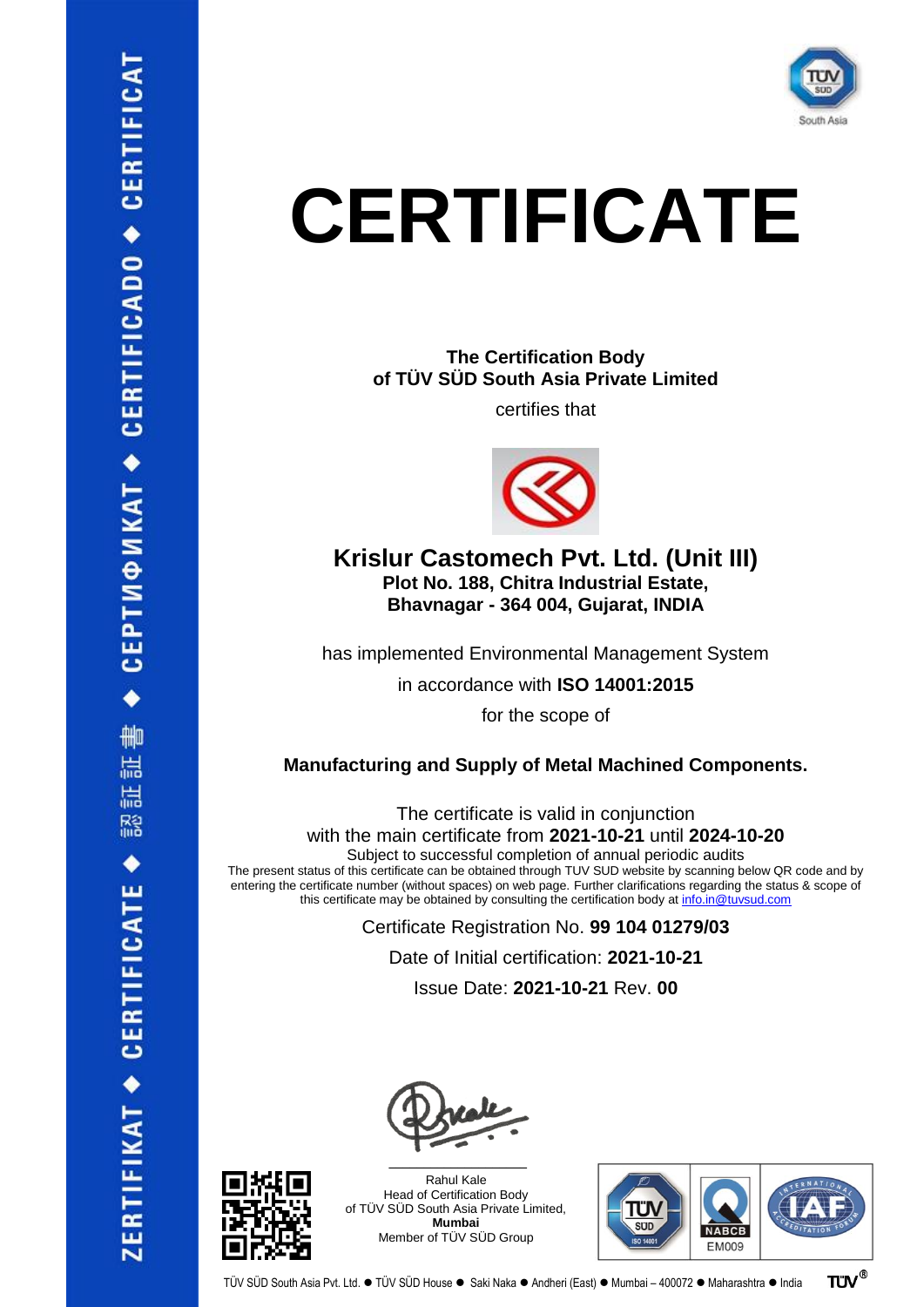ZERTIFIKAT ◆ CERTIFICATE ◆ 認証書 ◆ СЕРТИФИКАТ ◆ CERTIFICADO ◆ CERTIFICAT

TÜV SÜD South Asia

# CERTIFICATE

**The Certification Body**
**of TÜV SÜD South Asia Private Limited**

certifies that

## Krislur Castomech Pvt. Ltd. (Unit III)

**Plot No. 188, Chitra Industrial Estate,**
**Bhavnagar - 364 004, Gujarat, INDIA**

has implemented Environmental Management System

in accordance with **ISO 14001:2015**

for the scope of

**Manufacturing and Supply of Metal Machined Components.**

The certificate is valid in conjunction
with the main certificate from **2021-10-21** until **2024-10-20**

Subject to successful completion of annual periodic audits

The present status of this certificate can be obtained through TUV SUD website by scanning below QR code and by entering the certificate number (without spaces) on web page. Further clarifications regarding the status & scope of this certificate may be obtained by consulting the certification body at info.in@tuvsud.com

Certificate Registration No. **99 104 01279/03**

Date of Initial certification: **2021-10-21**

Issue Date: **2021-10-21** Rev. **00**

Rahul Kale
Head of Certification Body
of TÜV SÜD South Asia Private Limited,
**Mumbai**
Member of TÜV SÜD Group

TÜV SÜD ISO 14001 | NABCB EM009 | IAF International Accreditation Forum

TÜV SÜD South Asia Pvt. Ltd. ● TÜV SÜD House ● Saki Naka ● Andheri (East) ● Mumbai – 400072 ● Maharashtra ● India